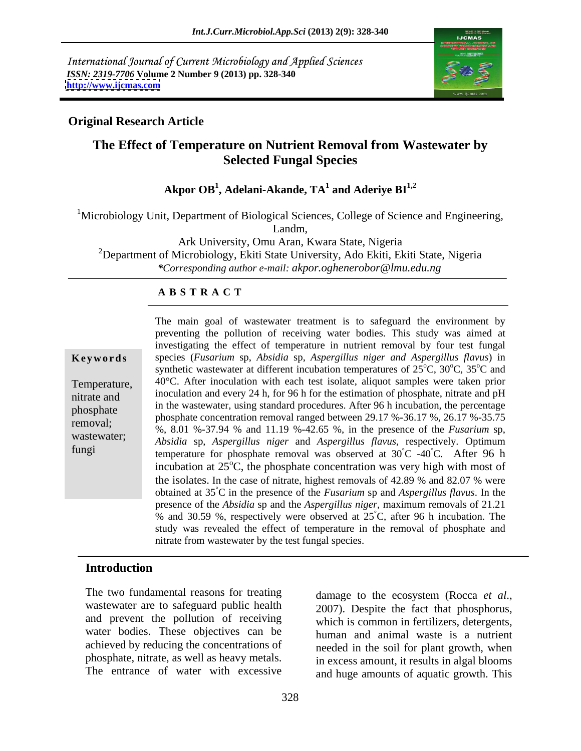International Journal of Current Microbiology and Applied Sciences
*ISSN: 2319-7706* **Volume 2 Number 9 (2013) pp. 328-340**
**http://www.ijcmas.com**

**Original Research Article**

# The Effect of Temperature on Nutrient Removal from Wastewater by Selected Fungal Species

**Akpor OB[1], Adelani-Akande, TA[1] and Aderiye BI[1,2]**

[1]Microbiology Unit, Department of Biological Sciences, College of Science and Engineering, Landm, Ark University, Omu Aran, Kwara State, Nigeria
[2]Department of Microbiology, Ekiti State University, Ado Ekiti, Ekiti State, Nigeria
*\*Corresponding author e-mail: akpor.oghenerobor@lmu.edu.ng*

## ABSTRACT

**Keywords**

Temperature, nitrate and phosphate removal; wastewater; fungi

The main goal of wastewater treatment is to safeguard the environment by preventing the pollution of receiving water bodies. This study was aimed at investigating the effect of temperature in nutrient removal by four test fungal species (*Fusarium* sp, *Absidia* sp, *Aspergillus niger and Aspergillus flavus*) in synthetic wastewater at different incubation temperatures of 25$^{o}$C, 30$^{o}$C, 35$^{o}$C and 40°C. After inoculation with each test isolate, aliquot samples were taken prior inoculation and every 24 h, for 96 h for the estimation of phosphate, nitrate and pH in the wastewater, using standard procedures. After 96 h incubation, the percentage phosphate concentration removal ranged between 29.17 %-36.17 %, 26.17 %-35.75 %, 8.01 %-37.94 % and 11.19 %-42.65 %, in the presence of the *Fusarium* sp, *Absidia* sp, *Aspergillus niger* and *Aspergillus flavus*, respectively. Optimum temperature for phosphate removal was observed at 30$^{\circ}$C -40$^{\circ}$C. After 96 h incubation at 25$^{o}$C, the phosphate concentration was very high with most of the isolates. In the case of nitrate, highest removals of 42.89 % and 82.07 % were obtained at 35$^{\circ}$C in the presence of the *Fusarium* sp and *Aspergillus flavus*. In the presence of the *Absidia* sp and the *Aspergillus niger*, maximum removals of 21.21 % and 30.59 %, respectively were observed at 25$^{\circ}$C, after 96 h incubation. The study was revealed the effect of temperature in the removal of phosphate and nitrate from wastewater by the test fungal species.

## Introduction

The two fundamental reasons for treating wastewater are to safeguard public health and prevent the pollution of receiving water bodies. These objectives can be achieved by reducing the concentrations of phosphate, nitrate, as well as heavy metals. The entrance of water with excessive damage to the ecosystem (Rocca *et al*., 2007). Despite the fact that phosphorus, which is common in fertilizers, detergents, human and animal waste is a nutrient needed in the soil for plant growth, when in excess amount, it results in algal blooms and huge amounts of aquatic growth. This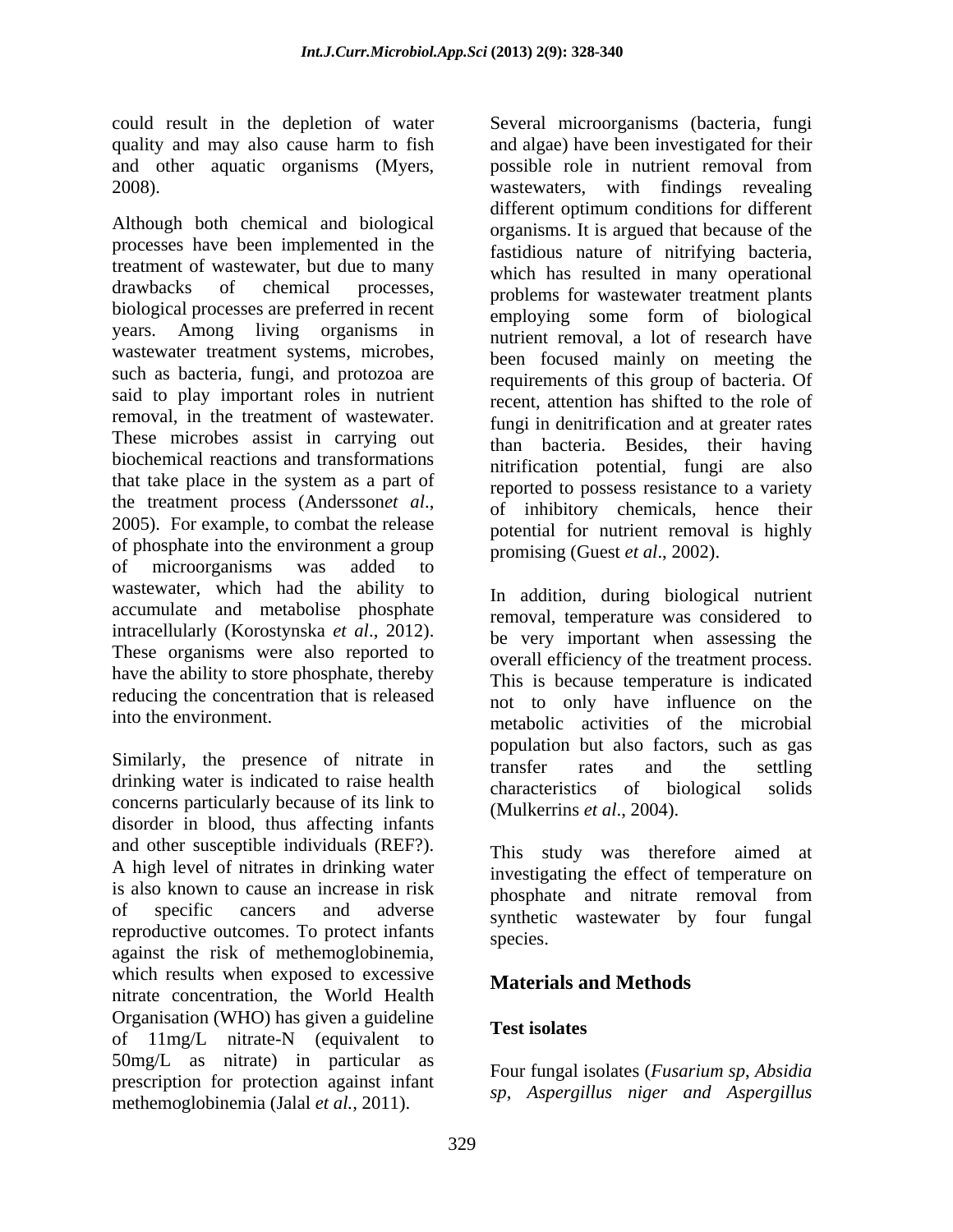could result in the depletion of water quality and may also cause harm to fish and other aquatic organisms (Myers, 2008).

Although both chemical and biological processes have been implemented in the treatment of wastewater, but due to many drawbacks of chemical processes, biological processes are preferred in recent years. Among living organisms in wastewater treatment systems, microbes, such as bacteria, fungi, and protozoa are said to play important roles in nutrient removal, in the treatment of wastewater. These microbes assist in carrying out biochemical reactions and transformations that take place in the system as a part of the treatment process (Andersson*et al*., 2005). For example, to combat the release of phosphate into the environment a group of microorganisms was added to wastewater, which had the ability to accumulate and metabolise phosphate intracellularly (Korostynska *et al*., 2012). These organisms were also reported to have the ability to store phosphate, thereby reducing the concentration that is released into the environment.

Similarly, the presence of nitrate in drinking water is indicated to raise health concerns particularly because of its link to disorder in blood, thus affecting infants and other susceptible individuals (REF?). A high level of nitrates in drinking water is also known to cause an increase in risk of specific cancers and adverse reproductive outcomes. To protect infants against the risk of methemoglobinemia, which results when exposed to excessive nitrate concentration, the World Health Organisation (WHO) has given a guideline of 11mg/L nitrate-N (equivalent to 50mg/L as nitrate) in particular as prescription for protection against infant methemoglobinemia (Jalal *et al.,* 2011).

Several microorganisms (bacteria, fungi and algae) have been investigated for their possible role in nutrient removal from wastewaters, with findings revealing different optimum conditions for different organisms. It is argued that because of the fastidious nature of nitrifying bacteria, which has resulted in many operational problems for wastewater treatment plants employing some form of biological nutrient removal, a lot of research have been focused mainly on meeting the requirements of this group of bacteria. Of recent, attention has shifted to the role of fungi in denitrification and at greater rates than bacteria. Besides, their having nitrification potential, fungi are also reported to possess resistance to a variety of inhibitory chemicals, hence their potential for nutrient removal is highly promising (Guest *et al*., 2002).

In addition, during biological nutrient removal, temperature was considered to be very important when assessing the overall efficiency of the treatment process. This is because temperature is indicated not to only have influence on the metabolic activities of the microbial population but also factors, such as gas transfer rates and the settling characteristics of biological solids (Mulkerrins *et al*., 2004).

This study was therefore aimed at investigating the effect of temperature on phosphate and nitrate removal from synthetic wastewater by four fungal species.

## Materials and Methods

### Test isolates

Four fungal isolates (*Fusarium sp*, *Absidia sp*, *Aspergillus niger and Aspergillus*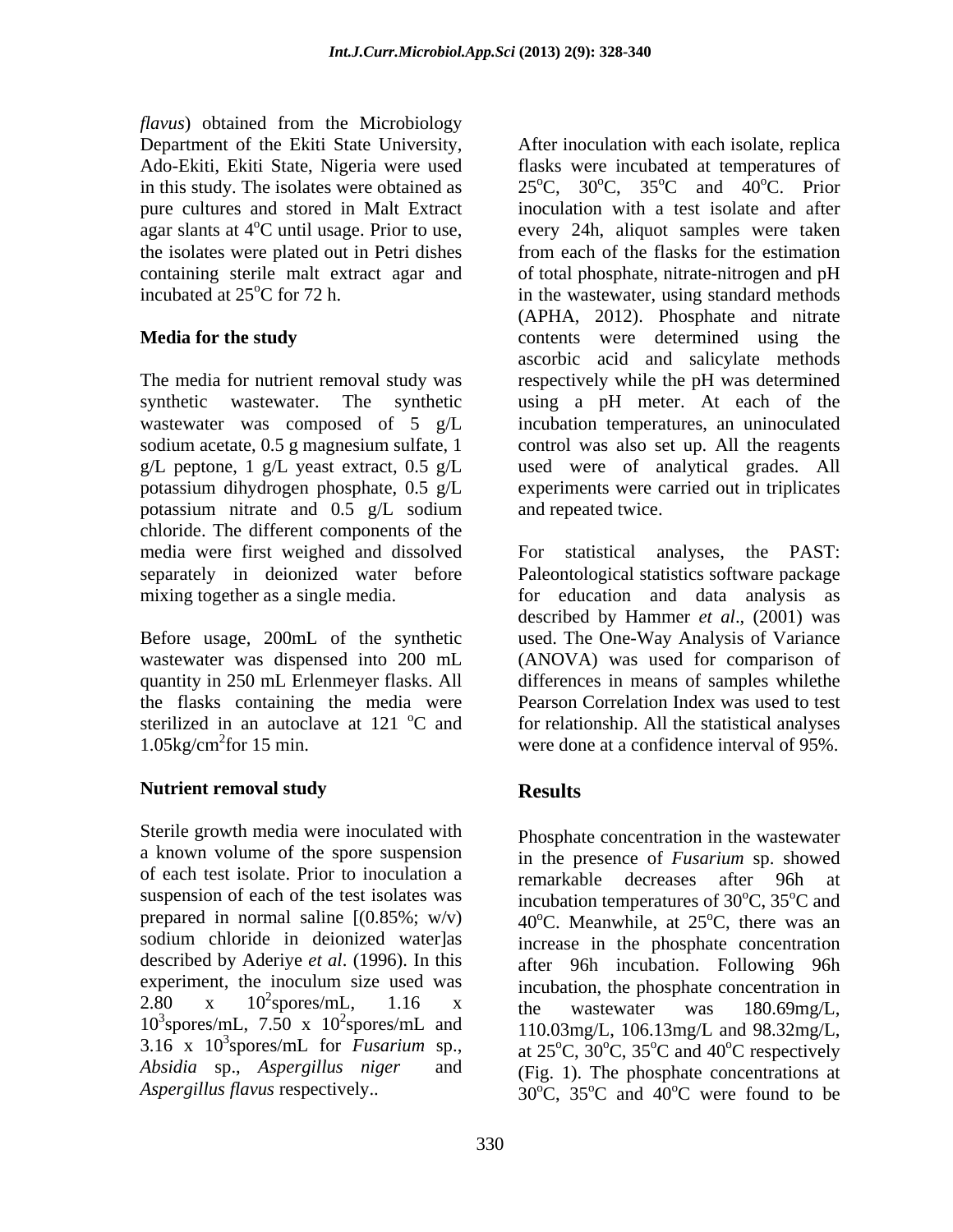*flavus*) obtained from the Microbiology Department of the Ekiti State University, Ado-Ekiti, Ekiti State, Nigeria were used in this study. The isolates were obtained as pure cultures and stored in Malt Extract agar slants at 4°C until usage. Prior to use, the isolates were plated out in Petri dishes containing sterile malt extract agar and incubated at 25°C for 72 h.

**Media for the study**

The media for nutrient removal study was synthetic wastewater. The synthetic wastewater was composed of 5 g/L sodium acetate, 0.5 g magnesium sulfate, 1 g/L peptone, 1 g/L yeast extract, 0.5 g/L potassium dihydrogen phosphate, 0.5 g/L potassium nitrate and 0.5 g/L sodium chloride. The different components of the media were first weighed and dissolved separately in deionized water before mixing together as a single media.

Before usage, 200mL of the synthetic wastewater was dispensed into 200 mL quantity in 250 mL Erlenmeyer flasks. All the flasks containing the media were sterilized in an autoclave at 121 °C and 1.05kg/cm$^2$for 15 min.

**Nutrient removal study**

Sterile growth media were inoculated with a known volume of the spore suspension of each test isolate. Prior to inoculation a suspension of each of the test isolates was prepared in normal saline [(0.85%; w/v) sodium chloride in deionized water]as described by Aderiye *et al*. (1996). In this experiment, the inoculum size used was 2.80 x 10$^2$spores/mL, 1.16 x 10$^3$spores/mL, 7.50 x 10$^2$spores/mL and 3.16 x 10$^3$spores/mL for *Fusarium* sp., *Absidia* sp., *Aspergillus niger* and *Aspergillus flavus* respectively..

After inoculation with each isolate, replica flasks were incubated at temperatures of 25°C, 30°C, 35°C and 40°C. Prior inoculation with a test isolate and after every 24h, aliquot samples were taken from each of the flasks for the estimation of total phosphate, nitrate-nitrogen and pH in the wastewater, using standard methods (APHA, 2012). Phosphate and nitrate contents were determined using the ascorbic acid and salicylate methods respectively while the pH was determined using a pH meter. At each of the incubation temperatures, an uninoculated control was also set up. All the reagents used were of analytical grades. All experiments were carried out in triplicates and repeated twice.

For statistical analyses, the PAST: Paleontological statistics software package for education and data analysis as described by Hammer *et al*., (2001) was used. The One-Way Analysis of Variance (ANOVA) was used for comparison of differences in means of samples whilethe Pearson Correlation Index was used to test for relationship. All the statistical analyses were done at a confidence interval of 95%.

## Results

Phosphate concentration in the wastewater in the presence of *Fusarium* sp. showed remarkable decreases after 96h at incubation temperatures of 30°C, 35°C and 40°C. Meanwhile, at 25°C, there was an increase in the phosphate concentration after 96h incubation. Following 96h incubation, the phosphate concentration in the wastewater was 180.69mg/L, 110.03mg/L, 106.13mg/L and 98.32mg/L, at 25°C, 30°C, 35°C and 40°C respectively (Fig. 1). The phosphate concentrations at 30°C, 35°C and 40°C were found to be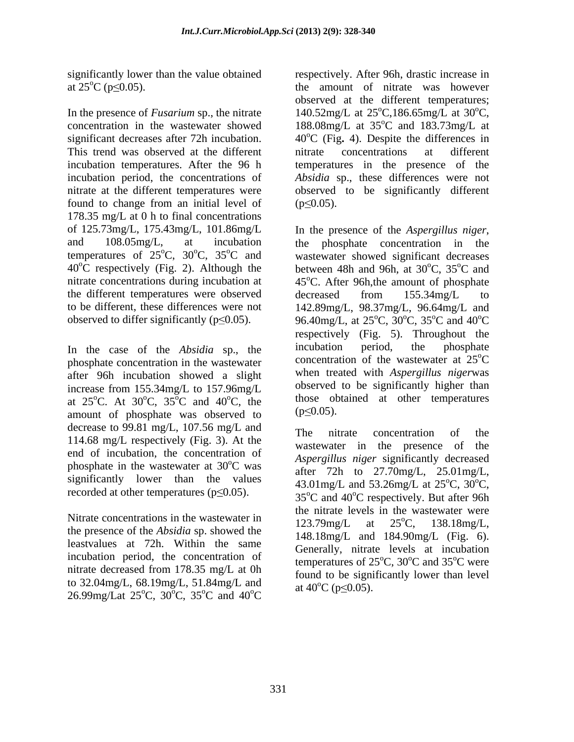significantly lower than the value obtained at 25$^{o}$C ($p \leq 0.05$).

In the presence of *Fusarium* sp., the nitrate concentration in the wastewater showed significant decreases after 72h incubation. This trend was observed at the different incubation temperatures. After the 96 h incubation period, the concentrations of nitrate at the different temperatures were found to change from an initial level of 178.35 mg/L at 0 h to final concentrations of 125.73mg/L, 175.43mg/L, 101.86mg/L and 108.05mg/L, at incubation temperatures of 25$^{o}$C, 30$^{o}$C, 35$^{o}$C and 40$^{o}$C respectively (Fig. 2). Although the nitrate concentrations during incubation at the different temperatures were observed to be different, these differences were not observed to differ significantly ($p \leq 0.05$).

In the case of the *Absidia* sp., the phosphate concentration in the wastewater after 96h incubation showed a slight increase from 155.34mg/L to 157.96mg/L at 25$^{o}$C. At 30$^{o}$C, 35$^{o}$C and 40$^{o}$C, the amount of phosphate was observed to decrease to 99.81 mg/L, 107.56 mg/L and 114.68 mg/L respectively (Fig. 3). At the end of incubation, the concentration of phosphate in the wastewater at 30$^{o}$C was significantly lower than the values recorded at other temperatures ($p \leq 0.05$).

Nitrate concentrations in the wastewater in the presence of the *Absidia* sp. showed the leastvalues at 72h. Within the same incubation period, the concentration of nitrate decreased from 178.35 mg/L at 0h to 32.04mg/L, 68.19mg/L, 51.84mg/L and 26.99mg/Lat 25$^{o}$C, 30$^{o}$C, 35$^{o}$C and 40$^{o}$C respectively. After 96h, drastic increase in the amount of nitrate was however observed at the different temperatures; 140.52mg/L at 25$^{o}$C,186.65mg/L at 30$^{o}$C, 188.08mg/L at 35$^{o}$C and 183.73mg/L at 40$^{o}$C (Fig**.** 4). Despite the differences in nitrate concentrations at different temperatures in the presence of the *Absidia* sp., these differences were not observed to be significantly different ($p \leq 0.05$).

In the presence of the *Aspergillus niger*, the phosphate concentration in the wastewater showed significant decreases between 48h and 96h, at 30$^{o}$C, 35$^{o}$C and 45$^{o}$C. After 96h,the amount of phosphate decreased from 155.34mg/L to 142.89mg/L, 98.37mg/L, 96.64mg/L and 96.40mg/L, at 25$^{o}$C, 30$^{o}$C, 35$^{o}$C and 40$^{o}$C respectively (Fig. 5). Throughout the incubation period, the phosphate concentration of the wastewater at 25$^{o}$C when treated with *Aspergillus niger*was observed to be significantly higher than those obtained at other temperatures ($p \leq 0.05$).

The nitrate concentration of the wastewater in the presence of the *Aspergillus niger* significantly decreased after 72h to 27.70mg/L, 25.01mg/L, 43.01mg/L and 53.26mg/L at 25$^{o}$C, 30$^{o}$C, 35$^{o}$C and 40$^{o}$C respectively. But after 96h the nitrate levels in the wastewater were 123.79mg/L at 25$^{o}$C, 138.18mg/L, 148.18mg/L and 184.90mg/L (Fig. 6). Generally, nitrate levels at incubation temperatures of 25$^{o}$C, 30$^{o}$C and 35$^{o}$C were found to be significantly lower than level at 40$^{o}$C ($p \leq 0.05$).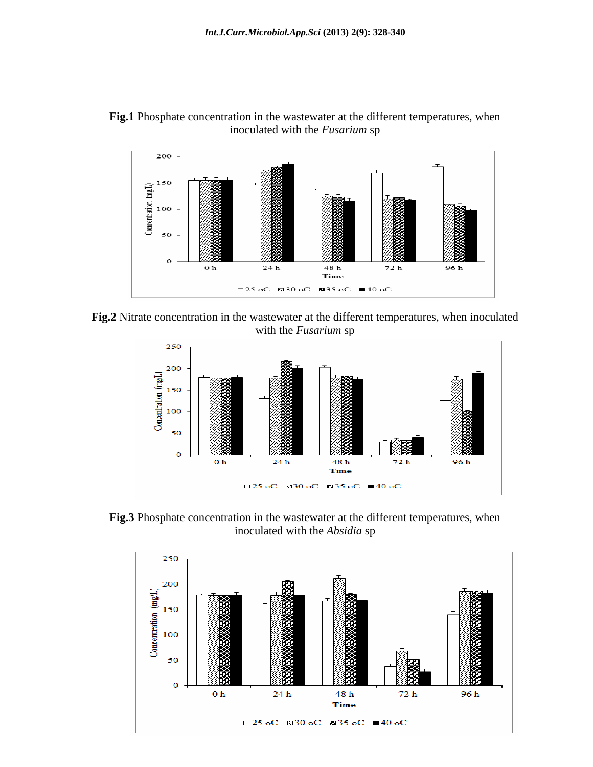**Fig.1** Phosphate concentration in the wastewater at the different temperatures, when inoculated with the *Fusarium* sp

**Fig.2** Nitrate concentration in the wastewater at the different temperatures, when inoculated with the *Fusarium* sp

**Fig.3** Phosphate concentration in the wastewater at the different temperatures, when inoculated with the *Absidia* sp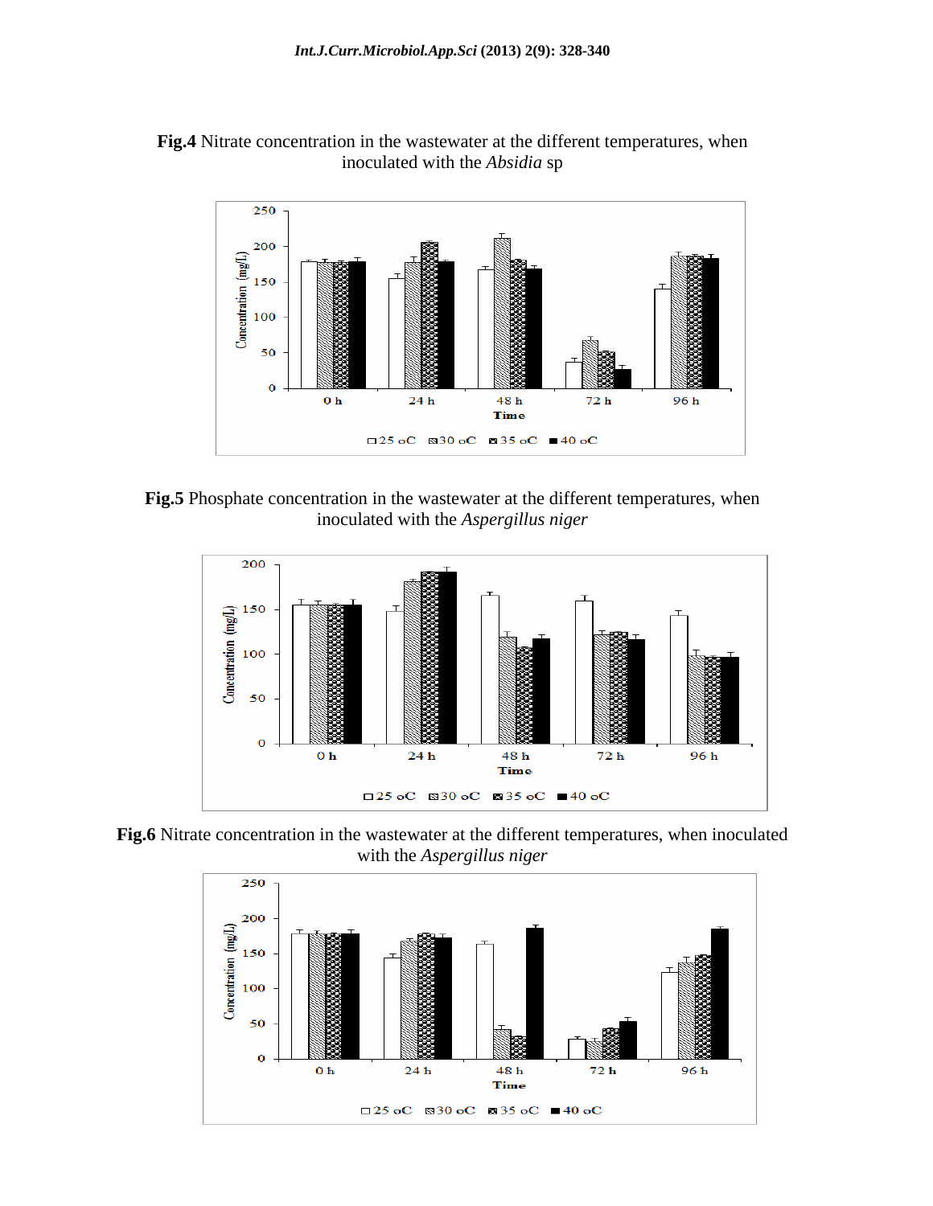**Fig.4** Nitrate concentration in the wastewater at the different temperatures, when inoculated with the *Absidia* sp

**Fig.5** Phosphate concentration in the wastewater at the different temperatures, when inoculated with the *Aspergillus niger*

**Fig.6** Nitrate concentration in the wastewater at the different temperatures, when inoculated with the *Aspergillus niger*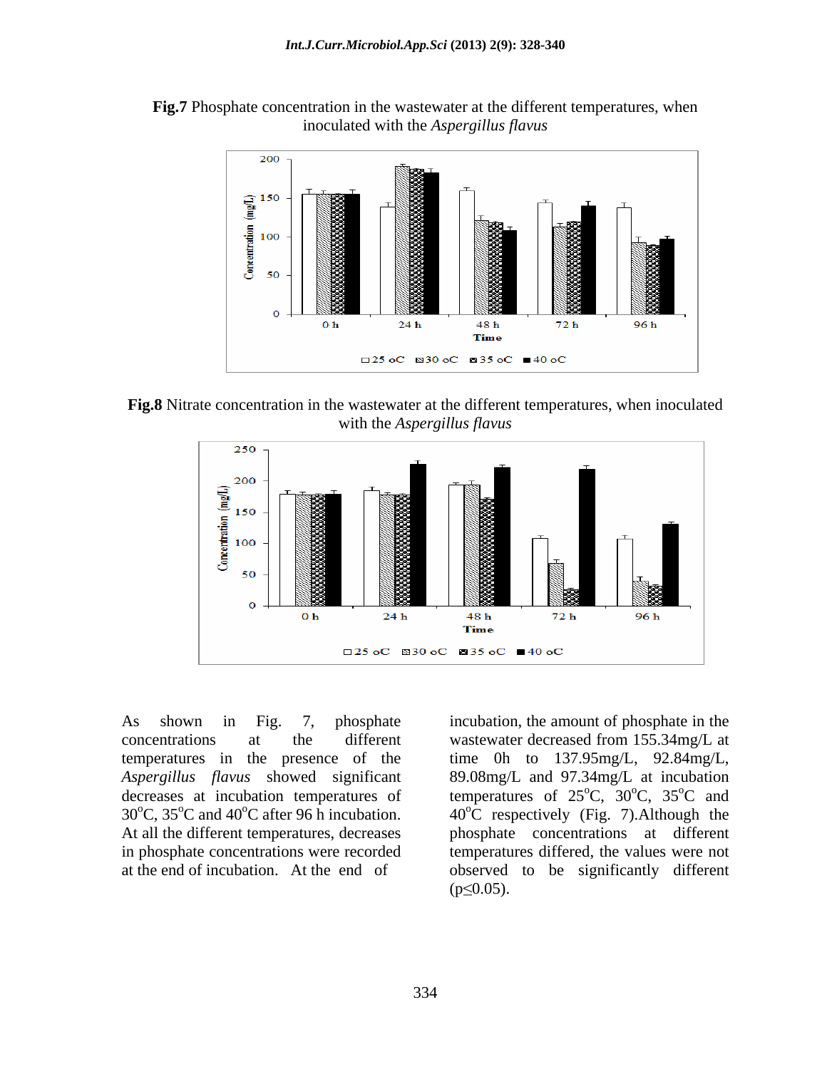**Fig.7** Phosphate concentration in the wastewater at the different temperatures, when inoculated with the *Aspergillus flavus*

**Fig.8** Nitrate concentration in the wastewater at the different temperatures, when inoculated with the *Aspergillus flavus*

As shown in Fig. 7, phosphate concentrations at the different temperatures in the presence of the *Aspergillus flavus* showed significant decreases at incubation temperatures of 30°C, 35°C and 40°C after 96 h incubation. At all the different temperatures, decreases in phosphate concentrations were recorded at the end of incubation. At the end of incubation, the amount of phosphate in the wastewater decreased from 155.34mg/L at time 0h to 137.95mg/L, 92.84mg/L, 89.08mg/L and 97.34mg/L at incubation temperatures of 25°C, 30°C, 35°C and 40°C respectively (Fig. 7).Although the phosphate concentrations at different temperatures differed, the values were not observed to be significantly different ($p \leq 0.05$).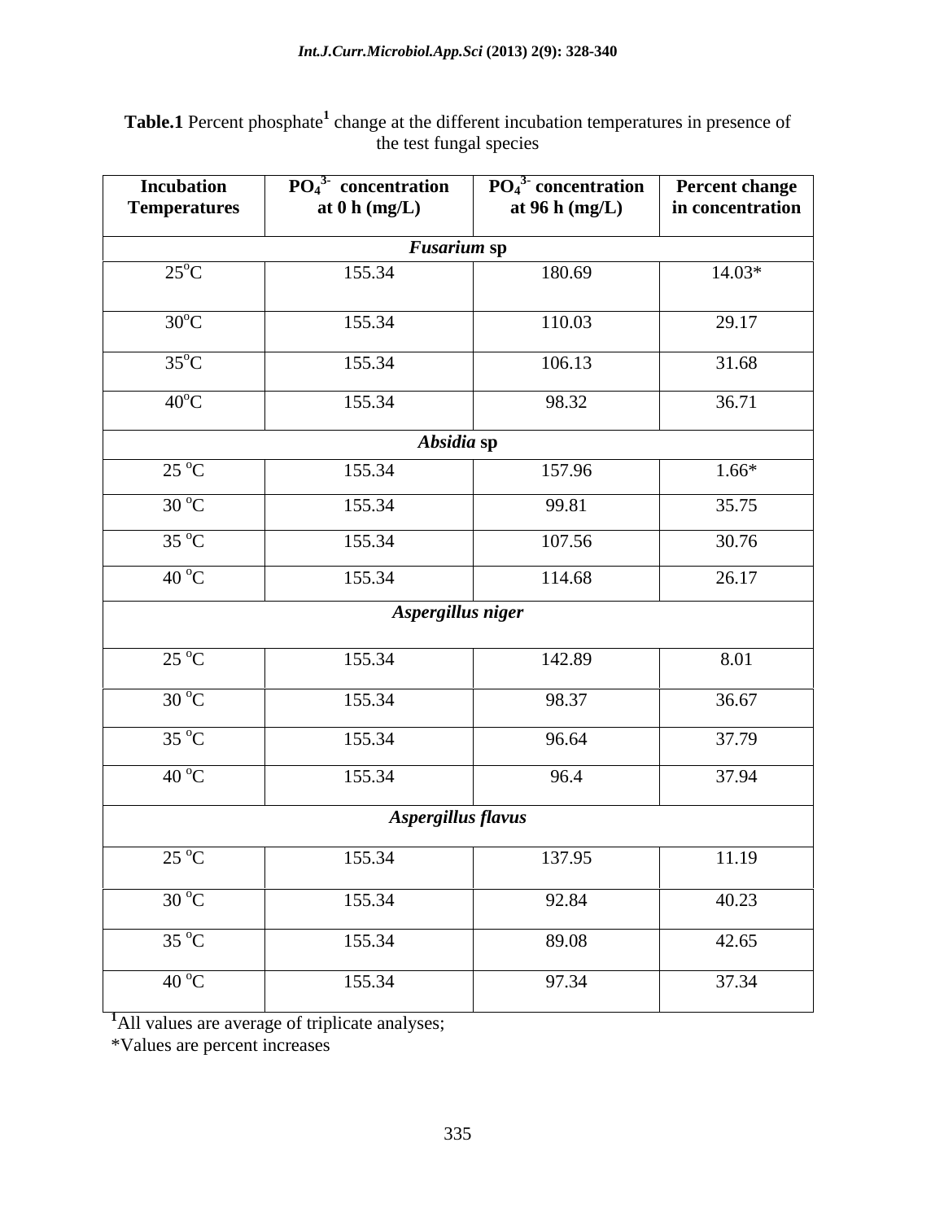**Table.1** Percent phosphate[1] change at the different incubation temperatures in presence of the test fungal species

| Incubation Temperatures | $PO_4^{3-}$ concentration at 0 h (mg/L) | $PO_4^{3-}$ concentration at 96 h (mg/L) | Percent change in concentration |
|---|---|---|---|
| ***Fusarium* sp** | | | |
| 25°C | 155.34 | 180.69 | 14.03* |
| 30°C | 155.34 | 110.03 | 29.17 |
| 35°C | 155.34 | 106.13 | 31.68 |
| 40°C | 155.34 | 98.32 | 36.71 |
| ***Absidia* sp** | | | |
| 25 °C | 155.34 | 157.96 | 1.66* |
| 30 °C | 155.34 | 99.81 | 35.75 |
| 35 °C | 155.34 | 107.56 | 30.76 |
| 40 °C | 155.34 | 114.68 | 26.17 |
| ***Aspergillus niger*** | | | |
| 25 °C | 155.34 | 142.89 | 8.01 |
| 30 °C | 155.34 | 98.37 | 36.67 |
| 35 °C | 155.34 | 96.64 | 37.79 |
| 40 °C | 155.34 | 96.4 | 37.94 |
| ***Aspergillus flavus*** | | | |
| 25 °C | 155.34 | 137.95 | 11.19 |
| 30 °C | 155.34 | 92.84 | 40.23 |
| 35 °C | 155.34 | 89.08 | 42.65 |
| 40 °C | 155.34 | 97.34 | 37.34 |

[1]All values are average of triplicate analyses;

*Values are percent increases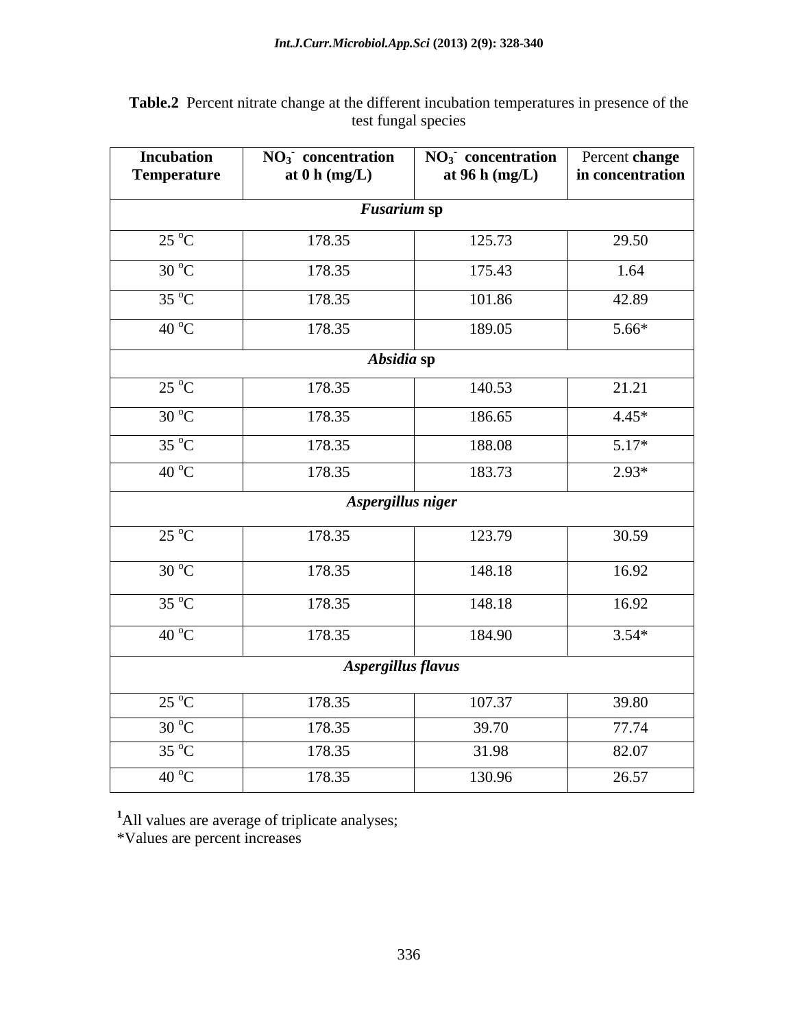**Table.2** Percent nitrate change at the different incubation temperatures in presence of the test fungal species

| Incubation Temperature | $NO_3^-$ concentration at 0 h (mg/L) | $NO_3^-$ concentration at 96 h (mg/L) | Percent **change in concentration** |
|---|---|---|---|
| | ***Fusarium* sp** | | |
| 25 °C | 178.35 | 125.73 | 29.50 |
| 30 °C | 178.35 | 175.43 | 1.64 |
| 35 °C | 178.35 | 101.86 | 42.89 |
| 40 °C | 178.35 | 189.05 | 5.66* |
| | ***Absidia* sp** | | |
| 25 °C | 178.35 | 140.53 | 21.21 |
| 30 °C | 178.35 | 186.65 | 4.45* |
| 35 °C | 178.35 | 188.08 | 5.17* |
| 40 °C | 178.35 | 183.73 | 2.93* |
| | ***Aspergillus niger*** | | |
| 25 °C | 178.35 | 123.79 | 30.59 |
| 30 °C | 178.35 | 148.18 | 16.92 |
| 35 °C | 178.35 | 148.18 | 16.92 |
| 40 °C | 178.35 | 184.90 | 3.54* |
| | ***Aspergillus flavus*** | | |
| 25 °C | 178.35 | 107.37 | 39.80 |
| 30 °C | 178.35 | 39.70 | 77.74 |
| 35 °C | 178.35 | 31.98 | 82.07 |
| 40 °C | 178.35 | 130.96 | 26.57 |

[1]All values are average of triplicate analyses;
*Values are percent increases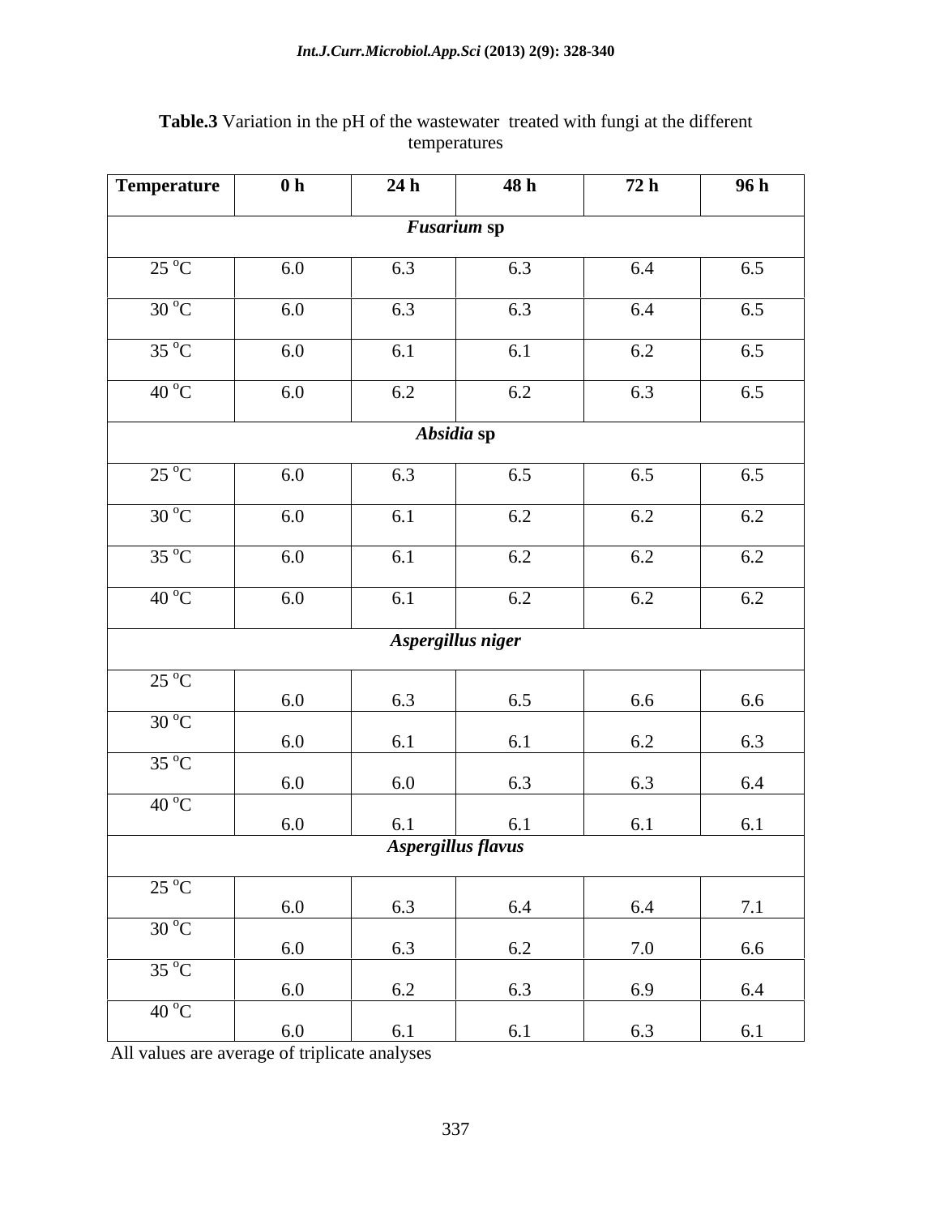**Table.3** Variation in the pH of the wastewater treated with fungi at the different temperatures

| Temperature | 0 h | 24 h | 48 h | 72 h | 96 h |
|---|---|---|---|---|---|
| ***Fusarium* sp** | | | | | |
| 25 °C | 6.0 | 6.3 | 6.3 | 6.4 | 6.5 |
| 30 °C | 6.0 | 6.3 | 6.3 | 6.4 | 6.5 |
| 35 °C | 6.0 | 6.1 | 6.1 | 6.2 | 6.5 |
| 40 °C | 6.0 | 6.2 | 6.2 | 6.3 | 6.5 |
| ***Absidia* sp** | | | | | |
| 25 °C | 6.0 | 6.3 | 6.5 | 6.5 | 6.5 |
| 30 °C | 6.0 | 6.1 | 6.2 | 6.2 | 6.2 |
| 35 °C | 6.0 | 6.1 | 6.2 | 6.2 | 6.2 |
| 40 °C | 6.0 | 6.1 | 6.2 | 6.2 | 6.2 |
| ***Aspergillus niger*** | | | | | |
| 25 °C | 6.0 | 6.3 | 6.5 | 6.6 | 6.6 |
| 30 °C | 6.0 | 6.1 | 6.1 | 6.2 | 6.3 |
| 35 °C | 6.0 | 6.0 | 6.3 | 6.3 | 6.4 |
| 40 °C | 6.0 | 6.1 | 6.1 | 6.1 | 6.1 |
| ***Aspergillus flavus*** | | | | | |
| 25 °C | 6.0 | 6.3 | 6.4 | 6.4 | 7.1 |
| 30 °C | 6.0 | 6.3 | 6.2 | 7.0 | 6.6 |
| 35 °C | 6.0 | 6.2 | 6.3 | 6.9 | 6.4 |
| 40 °C | 6.0 | 6.1 | 6.1 | 6.3 | 6.1 |

All values are average of triplicate analyses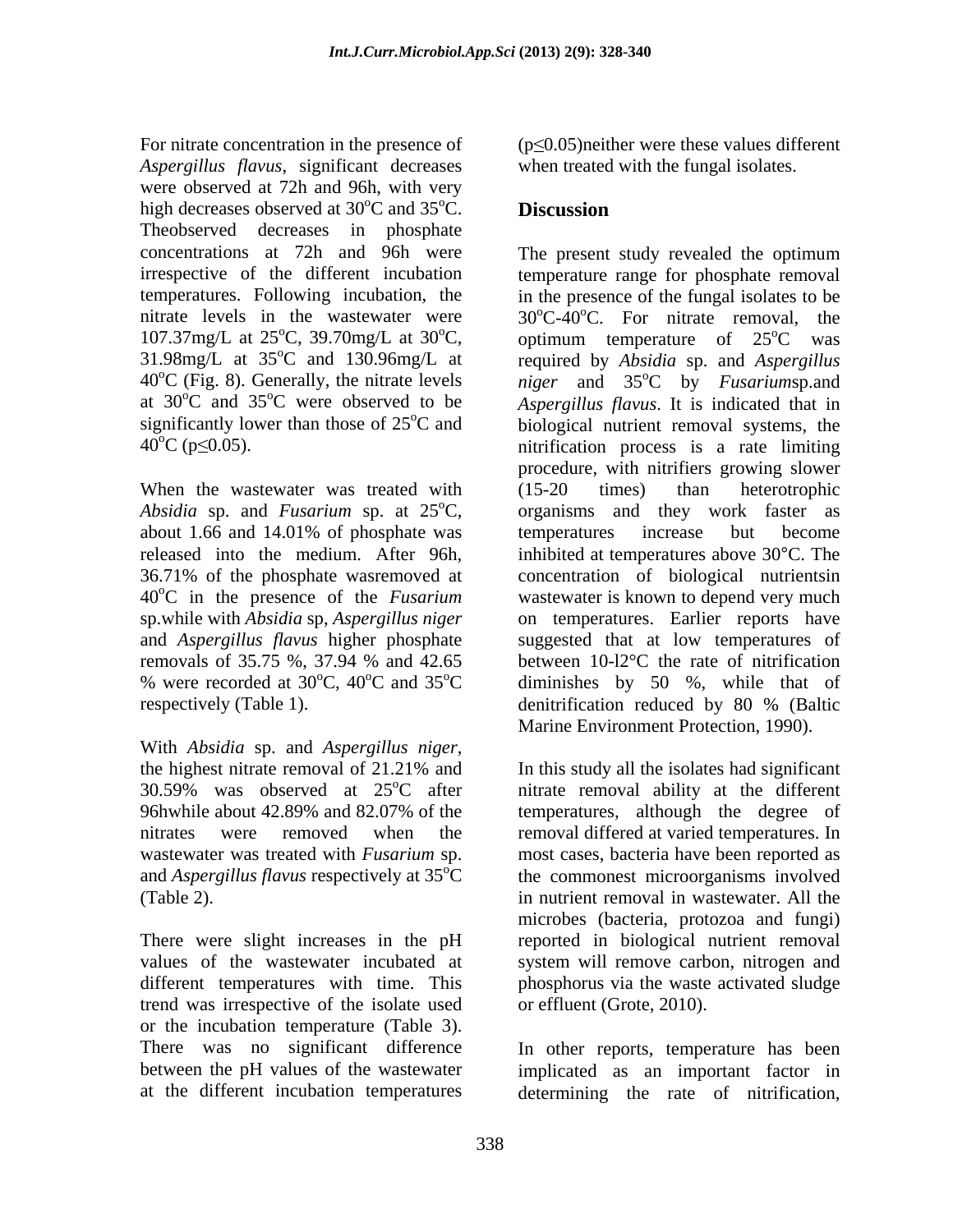For nitrate concentration in the presence of *Aspergillus flavus*, significant decreases were observed at 72h and 96h, with very high decreases observed at 30$^o$C and 35$^o$C. Theobserved decreases in phosphate concentrations at 72h and 96h were irrespective of the different incubation temperatures. Following incubation, the nitrate levels in the wastewater were 107.37mg/L at 25$^o$C, 39.70mg/L at 30$^o$C, 31.98mg/L at 35$^o$C and 130.96mg/L at 40$^o$C (Fig. 8). Generally, the nitrate levels at 30$^o$C and 35$^o$C were observed to be significantly lower than those of 25$^o$C and 40$^o$C ($p \leq 0.05$).

When the wastewater was treated with *Absidia* sp. and *Fusarium* sp. at 25$^o$C, about 1.66 and 14.01% of phosphate was released into the medium. After 96h, 36.71% of the phosphate wasremoved at 40$^o$C in the presence of the *Fusarium* sp.while with *Absidia* sp, *Aspergillus niger* and *Aspergillus flavus* higher phosphate removals of 35.75 %, 37.94 % and 42.65 % were recorded at 30$^o$C, 40$^o$C and 35$^o$C respectively (Table 1).

With *Absidia* sp. and *Aspergillus niger*, the highest nitrate removal of 21.21% and 30.59% was observed at 25$^o$C after 96hwhile about 42.89% and 82.07% of the nitrates were removed when the wastewater was treated with *Fusarium* sp. and *Aspergillus flavus* respectively at 35$^o$C (Table 2).

There were slight increases in the pH values of the wastewater incubated at different temperatures with time. This trend was irrespective of the isolate used or the incubation temperature (Table 3). There was no significant difference between the pH values of the wastewater at the different incubation temperatures ($p \leq 0.05$)neither were these values different when treated with the fungal isolates.

## Discussion

The present study revealed the optimum temperature range for phosphate removal in the presence of the fungal isolates to be 30$^o$C-40$^o$C. For nitrate removal, the optimum temperature of 25$^o$C was required by *Absidia* sp. and *Aspergillus niger* and 35$^o$C by *Fusarium*sp.and *Aspergillus flavus*. It is indicated that in biological nutrient removal systems, the nitrification process is a rate limiting procedure, with nitrifiers growing slower (15-20 times) than heterotrophic organisms and they work faster as temperatures increase but become inhibited at temperatures above 30°C. The concentration of biological nutrientsin wastewater is known to depend very much on temperatures. Earlier reports have suggested that at low temperatures of between 10-l2°C the rate of nitrification diminishes by 50 %, while that of denitrification reduced by 80 % (Baltic Marine Environment Protection, 1990).

In this study all the isolates had significant nitrate removal ability at the different temperatures, although the degree of removal differed at varied temperatures. In most cases, bacteria have been reported as the commonest microorganisms involved in nutrient removal in wastewater. All the microbes (bacteria, protozoa and fungi) reported in biological nutrient removal system will remove carbon, nitrogen and phosphorus via the waste activated sludge or effluent (Grote, 2010).

In other reports, temperature has been implicated as an important factor in determining the rate of nitrification,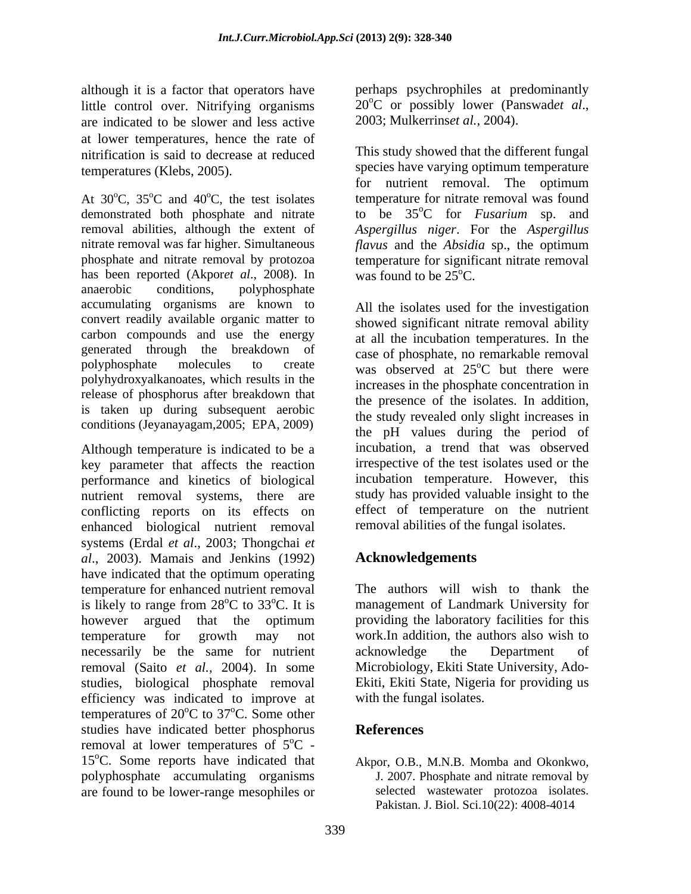although it is a factor that operators have little control over. Nitrifying organisms are indicated to be slower and less active at lower temperatures, hence the rate of nitrification is said to decrease at reduced temperatures (Klebs, 2005).

At 30$^o$C, 35$^o$C and 40$^o$C, the test isolates demonstrated both phosphate and nitrate removal abilities, although the extent of nitrate removal was far higher. Simultaneous phosphate and nitrate removal by protozoa has been reported (Akpor*et al*., 2008). In anaerobic conditions, polyphosphate accumulating organisms are known to convert readily available organic matter to carbon compounds and use the energy generated through the breakdown of polyphosphate molecules to create polyhydroxyalkanoates, which results in the release of phosphorus after breakdown that is taken up during subsequent aerobic conditions (Jeyanayagam,2005; EPA, 2009)

Although temperature is indicated to be a key parameter that affects the reaction performance and kinetics of biological nutrient removal systems, there are conflicting reports on its effects on enhanced biological nutrient removal systems (Erdal *et al*., 2003; Thongchai *et al*., 2003). Mamais and Jenkins (1992) have indicated that the optimum operating temperature for enhanced nutrient removal is likely to range from 28$^o$C to 33$^o$C. It is however argued that the optimum temperature for growth may not necessarily be the same for nutrient removal (Saito *et al.,* 2004). In some studies, biological phosphate removal efficiency was indicated to improve at temperatures of 20$^o$C to 37$^o$C. Some other studies have indicated better phosphorus removal at lower temperatures of 5$^o$C - 15$^o$C. Some reports have indicated that polyphosphate accumulating organisms are found to be lower-range mesophiles or perhaps psychrophiles at predominantly 20$^o$C or possibly lower (Panswad*et al*., 2003; Mulkerrins*et al.*, 2004).

This study showed that the different fungal species have varying optimum temperature for nutrient removal. The optimum temperature for nitrate removal was found to be 35$^o$C for *Fusarium* sp. and *Aspergillus niger*. For the *Aspergillus flavus* and the *Absidia* sp., the optimum temperature for significant nitrate removal was found to be 25$^o$C.

All the isolates used for the investigation showed significant nitrate removal ability at all the incubation temperatures. In the case of phosphate, no remarkable removal was observed at 25$^o$C but there were increases in the phosphate concentration in the presence of the isolates. In addition, the study revealed only slight increases in the pH values during the period of incubation, a trend that was observed irrespective of the test isolates used or the incubation temperature. However, this study has provided valuable insight to the effect of temperature on the nutrient removal abilities of the fungal isolates.

## Acknowledgements

The authors will wish to thank the management of Landmark University for providing the laboratory facilities for this work.In addition, the authors also wish to acknowledge the Department of Microbiology, Ekiti State University, Ado-Ekiti, Ekiti State, Nigeria for providing us with the fungal isolates.

## References

Akpor, O.B., M.N.B. Momba and Okonkwo, J. 2007. Phosphate and nitrate removal by selected wastewater protozoa isolates. Pakistan. J. Biol. Sci.10(22): 4008-4014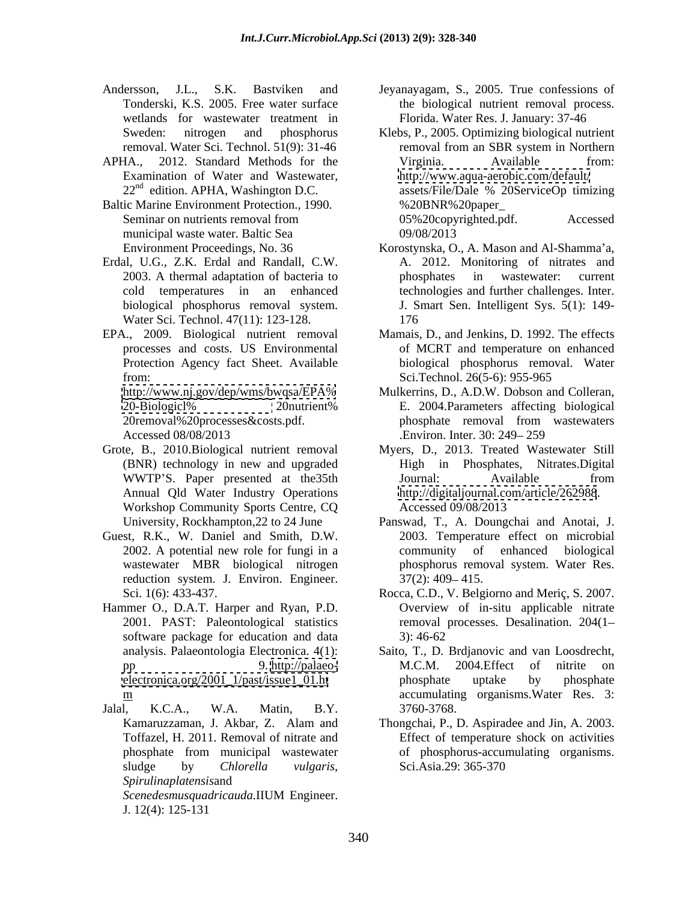Andersson, J.L., S.K. Bastviken and Tonderski, K.S. 2005. Free water surface wetlands for wastewater treatment in Sweden: nitrogen and phosphorus removal. Water Sci. Technol. 51(9): 31-46

APHA., 2012. Standard Methods for the Examination of Water and Wastewater, 22nd edition. APHA, Washington D.C.

Baltic Marine Environment Protection., 1990. Seminar on nutrients removal from municipal waste water. Baltic Sea Environment Proceedings, No. 36

Erdal, U.G., Z.K. Erdal and Randall, C.W. 2003. A thermal adaptation of bacteria to cold temperatures in an enhanced biological phosphorus removal system. Water Sci. Technol. 47(11): 123-128.

EPA., 2009. Biological nutrient removal processes and costs. US Environmental Protection Agency fact Sheet. Available from: http://www.nj.gov/dep/wms/bwqsa/EPA%20-Biologicl% 20nutrient%20removal%20processes&costs.pdf. Accessed 08/08/2013

Grote, B., 2010.Biological nutrient removal (BNR) technology in new and upgraded WWTP'S. Paper presented at the35th Annual Qld Water Industry Operations Workshop Community Sports Centre, CQ University, Rockhampton,22 to 24 June

Guest, R.K., W. Daniel and Smith, D.W. 2002. A potential new role for fungi in a wastewater MBR biological nitrogen reduction system. J. Environ. Engineer. Sci. 1(6): 433-437.

Hammer O., D.A.T. Harper and Ryan, P.D. 2001. PAST: Paleontological statistics software package for education and data analysis. Palaeontologia Electronica. 4(1): pp 9. http://palaeo-electronica.org/2001_1/past/issue1_01.htm

Jalal, K.C.A., W.A. Matin, B.Y. Kamaruzzaman, J. Akbar, Z. Alam and Toffazel, H. 2011. Removal of nitrate and phosphate from municipal wastewater sludge by *Chlorella vulgaris*, *Spirulinaplatensis*and *Scenedesmusquadricauda.*IIUM Engineer. J. 12(4): 125-131

Jeyanayagam, S., 2005. True confessions of the biological nutrient removal process. Florida. Water Res. J. January: 37-46

Klebs, P., 2005. Optimizing biological nutrient removal from an SBR system in Northern Virginia. Available from: http://www.aqua-aerobic.com/default/assets/File/Dale % 20ServiceOp timizing %20BNR%20paper_05%20copyrighted.pdf. Accessed 09/08/2013

Korostynska, O., A. Mason and Al-Shamma'a, A. 2012. Monitoring of nitrates and phosphates in wastewater: current technologies and further challenges. Inter. J. Smart Sen. Intelligent Sys. 5(1): 149-176

Mamais, D., and Jenkins, D. 1992. The effects of MCRT and temperature on enhanced biological phosphorus removal. Water Sci.Technol. 26(5-6): 955-965

Mulkerrins, D., A.D.W. Dobson and Colleran, E. 2004.Parameters affecting biological phosphate removal from wastewaters .Environ. Inter. 30: 249–259

Myers, D., 2013. Treated Wastewater Still High in Phosphates, Nitrates.Digital Journal: Available from http://digitaljournal.com/article/262988. Accessed 09/08/2013

Panswad, T., A. Doungchai and Anotai, J. 2003. Temperature effect on microbial community of enhanced biological phosphorus removal system. Water Res. 37(2): 409–415.

Rocca, C.D., V. Belgiorno and Meriç, S. 2007. Overview of in-situ applicable nitrate removal processes. Desalination. 204(1–3): 46-62

Saito, T., D. Brdjanovic and van Loosdrecht, M.C.M. 2004.Effect of nitrite on phosphate uptake by phosphate accumulating organisms.Water Res. 3: 3760-3768.

Thongchai, P., D. Aspiradee and Jin, A. 2003. Effect of temperature shock on activities of phosphorus-accumulating organisms. Sci.Asia.29: 365-370